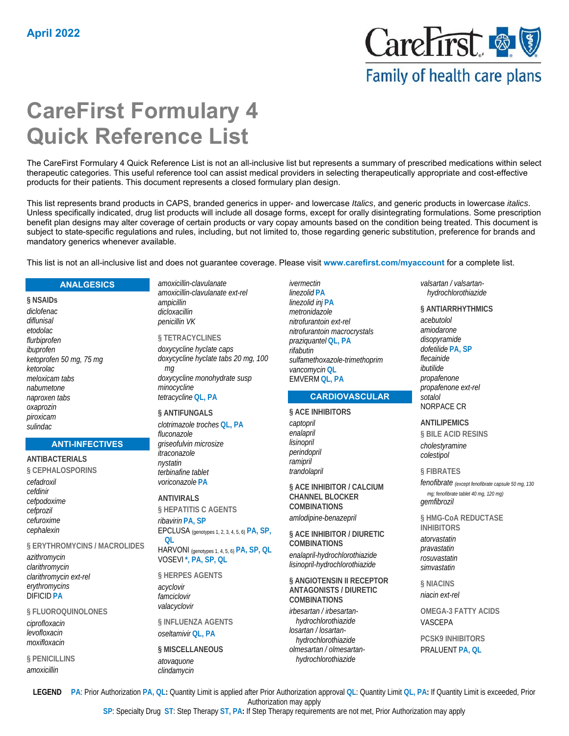April 2022

# CareFirst Formulary 4 Quick Reference List

The CareFirst Formulary 4 Quick Reference List is not an all-inclusive list but represents a summary of prescribed medications within select therapeutic categories. This useful reference tool can assist medical providers in selecting therapeutically appropriate and cost-effective products for their patients. This document represents a closed formulary plan design.

This list represents brand products in CAPS, branded generics in upper- and lowercase *Italics*, and generic products in lowercase *italics*. Unless specifically indicated, drug list products will include all dosage forms, except for orally disintegrating formulations. Some prescription benefit plan designs may alter coverage of certain products or vary copay amounts based on the condition being treated. This document is subject to state-specific regulations and rules, including, but not limited to, those regarding generic substitution, preference for brands and mandatory generics whenever available.

This list is not an all-inclusive list and does not guarantee coverage. Please visit **www.carefirst.com/myaccount** for a complete list.

## ANALGESICS

**§ NSAIDs**

*diclofenac*
*diflunisal*
*etodolac*
*flurbiprofen*
*ibuprofen*
*ketoprofen 50 mg, 75 mg*
*ketorolac*
*meloxicam tabs*
*nabumetone*
*naproxen tabs*
*oxaprozin*
*piroxicam*
*sulindac*

## ANTI-INFECTIVES

**ANTIBACTERIALS**

**§ CEPHALOSPORINS**

*cefadroxil*
*cefdinir*
*cefpodoxime*
*cefprozil*
*cefuroxime*
*cephalexin*

**§ ERYTHROMYCINS / MACROLIDES**

*azithromycin*
*clarithromycin*
*clarithromycin ext-rel*
*erythromycins*
DIFICID **PA**

**§ FLUOROQUINOLONES**

*ciprofloxacin*
*levofloxacin*
*moxifloxacin*

**§ PENICILLINS**

*amoxicillin*
*amoxicillin-clavulanate*
*amoxicillin-clavulanate ext-rel*
*ampicillin*
*dicloxacillin*
*penicillin VK*

**§ TETRACYCLINES**

*doxycycline hyclate caps*
*doxycycline hyclate tabs 20 mg, 100 mg*
*doxycycline monohydrate susp*
*minocycline*
*tetracycline* **QL, PA**

**§ ANTIFUNGALS**

*clotrimazole troches* **QL, PA**
*fluconazole*
*griseofulvin microsize*
*itraconazole*
*nystatin*
*terbinafine tablet*
*voriconazole* **PA**

**ANTIVIRALS**

**§ HEPATITIS C AGENTS**

*ribavirin* **PA, SP**
EPCLUSA (genotypes 1, 2, 3, 4, 5, 6) **PA, SP, QL**
HARVONI (genotypes 1, 4, 5, 6) **PA, SP, QL**
VOSEVI **\*, PA, SP, QL**

**§ HERPES AGENTS**

*acyclovir*
*famciclovir*
*valacyclovir*

**§ INFLUENZA AGENTS**

*oseltamivir* **QL, PA**

**§ MISCELLANEOUS**

*atovaquone*
*clindamycin*
*ivermectin*
*linezolid* **PA**
*linezolid inj* **PA**
*metronidazole*
*nitrofurantoin ext-rel*
*nitrofurantoin macrocrystals*
*praziquantel* **QL, PA**
*rifabutin*
*sulfamethoxazole-trimethoprim*
*vancomycin* **QL**
EMVERM **QL, PA**

## CARDIOVASCULAR

**§ ACE INHIBITORS**

*captopril*
*enalapril*
*lisinopril*
*perindopril*
*ramipril*
*trandolapril*

**§ ACE INHIBITOR / CALCIUM CHANNEL BLOCKER COMBINATIONS**

*amlodipine-benazepril*

**§ ACE INHIBITOR / DIURETIC COMBINATIONS**

*enalapril-hydrochlorothiazide*
*lisinopril-hydrochlorothiazide*

**§ ANGIOTENSIN II RECEPTOR ANTAGONISTS / DIURETIC COMBINATIONS**

*irbesartan / irbesartan-hydrochlorothiazide*
*losartan / losartan-hydrochlorothiazide*
*olmesartan / olmesartan-hydrochlorothiazide*
*valsartan / valsartan-hydrochlorothiazide*

**§ ANTIARRHYTHMICS**

*acebutolol*
*amiodarone*
*disopyramide*
*dofetilide* **PA, SP**
*flecainide*
*ibutilide*
*propafenone*
*propafenone ext-rel*
*sotalol*
NORPACE CR

**ANTILIPEMICS**

**§ BILE ACID RESINS**

*cholestyramine*
*colestipol*

**§ FIBRATES**

*fenofibrate* (except fenofibrate capsule 50 mg, 130 mg; fenofibrate tablet 40 mg, 120 mg)
*gemfibrozil*

**§ HMG-CoA REDUCTASE INHIBITORS**

*atorvastatin*
*pravastatin*
*rosuvastatin*
*simvastatin*

**§ NIACINS**

*niacin ext-rel*

**OMEGA-3 FATTY ACIDS**

VASCEPA

**PCSK9 INHIBITORS**

PRALUENT **PA, QL**

---

**LEGEND** **PA**: Prior Authorization **PA, QL:** Quantity Limit is applied after Prior Authorization approval **QL**: Quantity Limit **QL, PA:** If Quantity Limit is exceeded, Prior Authorization may apply
**SP**: Specialty Drug **ST**: Step Therapy **ST, PA:** If Step Therapy requirements are not met, Prior Authorization may apply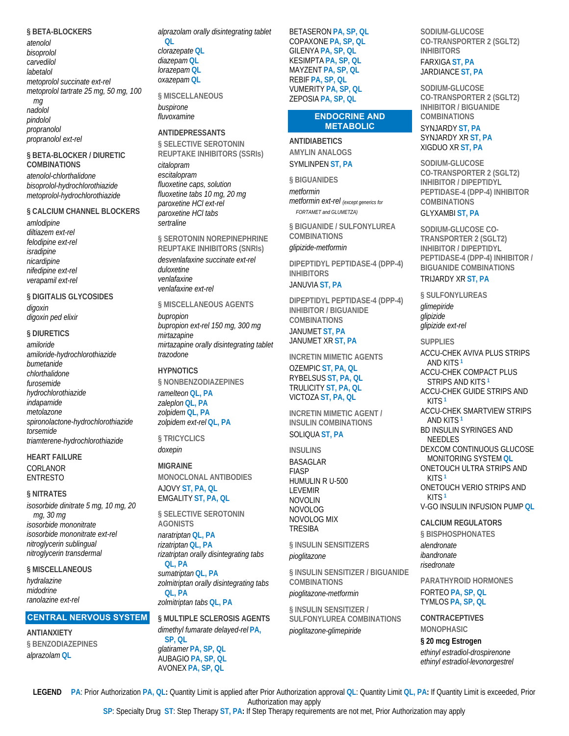### § BETA-BLOCKERS

*atenolol*
*bisoprolol*
*carvedilol*
*labetalol*
*metoprolol succinate ext-rel*
*metoprolol tartrate 25 mg, 50 mg, 100 mg*
*nadolol*
*pindolol*
*propranolol*
*propranolol ext-rel*

### § BETA-BLOCKER / DIURETIC COMBINATIONS

*atenolol-chlorthalidone*
*bisoprolol-hydrochlorothiazide*
*metoprolol-hydrochlorothiazide*

### § CALCIUM CHANNEL BLOCKERS

*amlodipine*
*diltiazem ext-rel*
*felodipine ext-rel*
*isradipine*
*nicardipine*
*nifedipine ext-rel*
*verapamil ext-rel*

### § DIGITALIS GLYCOSIDES

*digoxin*
*digoxin ped elixir*

### § DIURETICS

*amiloride*
*amiloride-hydrochlorothiazide*
*bumetanide*
*chlorthalidone*
*furosemide*
*hydrochlorothiazide*
*indapamide*
*metolazone*
*spironolactone-hydrochlorothiazide*
*torsemide*
*triamterene-hydrochlorothiazide*

### HEART FAILURE

CORLANOR
ENTRESTO

### § NITRATES

*isosorbide dinitrate 5 mg, 10 mg, 20 mg, 30 mg*
*isosorbide mononitrate*
*isosorbide mononitrate ext-rel*
*nitroglycerin sublingual*
*nitroglycerin transdermal*

### § MISCELLANEOUS

*hydralazine*
*midodrine*
*ranolazine ext-rel*

## CENTRAL NERVOUS SYSTEM

### ANTIANXIETY

#### § BENZODIAZEPINES

*alprazolam* **QL**
*alprazolam orally disintegrating tablet* **QL**
*clorazepate* **QL**
*diazepam* **QL**
*lorazepam* **QL**
*oxazepam* **QL**

#### § MISCELLANEOUS

*buspirone*
*fluvoxamine*

### ANTIDEPRESSANTS

#### § SELECTIVE SEROTONIN REUPTAKE INHIBITORS (SSRIs)

*citalopram*
*escitalopram*
*fluoxetine caps, solution*
*fluoxetine tabs 10 mg, 20 mg*
*paroxetine HCl ext-rel*
*paroxetine HCl tabs*
*sertraline*

#### § SEROTONIN NOREPINEPHRINE REUPTAKE INHIBITORS (SNRIs)

*desvenlafaxine succinate ext-rel*
*duloxetine*
*venlafaxine*
*venlafaxine ext-rel*

#### § MISCELLANEOUS AGENTS

*bupropion*
*bupropion ext-rel 150 mg, 300 mg*
*mirtazapine*
*mirtazapine orally disintegrating tablet*
*trazodone*

### HYPNOTICS

#### § NONBENZODIAZEPINES

*ramelteon* **QL, PA**
*zaleplon* **QL, PA**
*zolpidem* **QL, PA**
*zolpidem ext-rel* **QL, PA**

#### § TRICYCLICS

*doxepin*

### MIGRAINE

#### MONOCLONAL ANTIBODIES

AJOVY **ST, PA, QL**
EMGALITY **ST, PA, QL**

#### § SELECTIVE SEROTONIN AGONISTS

*naratriptan* **QL, PA**
*rizatriptan* **QL, PA**
*rizatriptan orally disintegrating tabs* **QL, PA**
*sumatriptan* **QL, PA**
*zolmitriptan orally disintegrating tabs* **QL, PA**
*zolmitriptan tabs* **QL, PA**

### § MULTIPLE SCLEROSIS AGENTS

*dimethyl fumarate delayed-rel* **PA, SP, QL**
*glatiramer* **PA, SP, QL**
AUBAGIO **PA, SP, QL**
AVONEX **PA, SP, QL**
BETASERON **PA, SP, QL**
COPAXONE **PA, SP, QL**
GILENYA **PA, SP, QL**
KESIMPTA **PA, SP, QL**
MAYZENT **PA, SP, QL**
REBIF **PA, SP, QL**
VUMERITY **PA, SP, QL**
ZEPOSIA **PA, SP, QL**

## ENDOCRINE AND METABOLIC

### ANTIDIABETICS

#### AMYLIN ANALOGS

SYMLINPEN **ST, PA**

#### § BIGUANIDES

*metformin*
*metformin ext-rel* (except generics for FORTAMET and GLUMETZA)

#### § BIGUANIDE / SULFONYLUREA COMBINATIONS

*glipizide-metformin*

#### DIPEPTIDYL PEPTIDASE-4 (DPP-4) INHIBITORS

JANUVIA **ST, PA**

#### DIPEPTIDYL PEPTIDASE-4 (DPP-4) INHIBITOR / BIGUANIDE COMBINATIONS

JANUMET **ST, PA**
JANUMET XR **ST, PA**

#### INCRETIN MIMETIC AGENTS

OZEMPIC **ST, PA, QL**
RYBELSUS **ST, PA, QL**
TRULICITY **ST, PA, QL**
VICTOZA **ST, PA, QL**

#### INCRETIN MIMETIC AGENT / INSULIN COMBINATIONS

SOLIQUA **ST, PA**

#### INSULINS

BASAGLAR
FIASP
HUMULIN R U-500
LEVEMIR
NOVOLIN
NOVOLOG
NOVOLOG MIX
TRESIBA

#### § INSULIN SENSITIZERS

*pioglitazone*

#### § INSULIN SENSITIZER / BIGUANIDE COMBINATIONS

*pioglitazone-metformin*

#### § INSULIN SENSITIZER / SULFONYLUREA COMBINATIONS

*pioglitazone-glimepiride*

#### SODIUM-GLUCOSE CO-TRANSPORTER 2 (SGLT2) INHIBITORS

FARXIGA **ST, PA**
JARDIANCE **ST, PA**

#### SODIUM-GLUCOSE CO-TRANSPORTER 2 (SGLT2) INHIBITOR / BIGUANIDE COMBINATIONS

SYNJARDY **ST, PA**
SYNJARDY XR **ST, PA**
XIGDUO XR **ST, PA**

#### SODIUM-GLUCOSE CO-TRANSPORTER 2 (SGLT2) INHIBITOR / DIPEPTIDYL PEPTIDASE-4 (DPP-4) INHIBITOR COMBINATIONS

GLYXAMBI **ST, PA**

#### SODIUM-GLUCOSE CO-TRANSPORTER 2 (SGLT2) INHIBITOR / DIPEPTIDYL PEPTIDASE-4 (DPP-4) INHIBITOR / BIGUANIDE COMBINATIONS

TRIJARDY XR **ST, PA**

#### § SULFONYLUREAS

*glimepiride*
*glipizide*
*glipizide ext-rel*

#### SUPPLIES

ACCU-CHEK AVIVA PLUS STRIPS AND KITS [1]
ACCU-CHEK COMPACT PLUS STRIPS AND KITS [1]
ACCU-CHEK GUIDE STRIPS AND KITS [1]
ACCU-CHEK SMARTVIEW STRIPS AND KITS [1]
BD INSULIN SYRINGES AND NEEDLES
DEXCOM CONTINUOUS GLUCOSE MONITORING SYSTEM **QL**
ONETOUCH ULTRA STRIPS AND KITS [1]
ONETOUCH VERIO STRIPS AND KITS [1]
V-GO INSULIN INFUSION PUMP **QL**

### CALCIUM REGULATORS

#### § BISPHOSPHONATES

*alendronate*
*ibandronate*
*risedronate*

#### PARATHYROID HORMONES

FORTEO **PA, SP, QL**
TYMLOS **PA, SP, QL**

### CONTRACEPTIVES

#### MONOPHASIC

**§ 20 mcg Estrogen**

*ethinyl estradiol-drospirenone*
*ethinyl estradiol-levonorgestrel*

**LEGEND** **PA**: Prior Authorization **PA, QL:** Quantity Limit is applied after Prior Authorization approval **QL**: Quantity Limit **QL, PA:** If Quantity Limit is exceeded, Prior Authorization may apply
**SP**: Specialty Drug **ST**: Step Therapy **ST, PA:** If Step Therapy requirements are not met, Prior Authorization may apply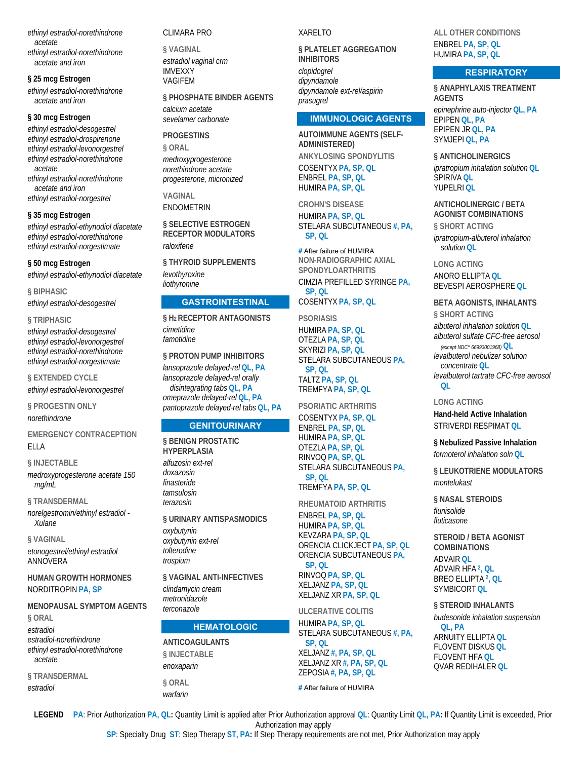ethinyl estradiol-norethindrone acetate
ethinyl estradiol-norethindrone acetate and iron

**§ 25 mcg Estrogen**

ethinyl estradiol-norethindrone acetate and iron

**§ 30 mcg Estrogen**

ethinyl estradiol-desogestrel
ethinyl estradiol-drospirenone
ethinyl estradiol-levonorgestrel
ethinyl estradiol-norethindrone acetate
ethinyl estradiol-norethindrone acetate and iron
ethinyl estradiol-norgestrel

**§ 35 mcg Estrogen**

ethinyl estradiol-ethynodiol diacetate
ethinyl estradiol-norethindrone
ethinyl estradiol-norgestimate

**§ 50 mcg Estrogen**

ethinyl estradiol-ethynodiol diacetate

**§ BIPHASIC**

ethinyl estradiol-desogestrel

**§ TRIPHASIC**

ethinyl estradiol-desogestrel
ethinyl estradiol-levonorgestrel
ethinyl estradiol-norethindrone
ethinyl estradiol-norgestimate

**§ EXTENDED CYCLE**

ethinyl estradiol-levonorgestrel

**§ PROGESTIN ONLY**

norethindrone

**EMERGENCY CONTRACEPTION**

ELLA

**§ INJECTABLE**

medroxyprogesterone acetate 150 mg/mL

**§ TRANSDERMAL**

norelgestromin/ethinyl estradiol - Xulane

**§ VAGINAL**

etonogestrel/ethinyl estradiol
ANNOVERA

**HUMAN GROWTH HORMONES**

NORDITROPIN PA, SP

**MENOPAUSAL SYMPTOM AGENTS**

**§ ORAL**

estradiol
estradiol-norethindrone
ethinyl estradiol-norethindrone acetate

**§ TRANSDERMAL**

estradiol
CLIMARA PRO

**§ VAGINAL**

estradiol vaginal crm
IMVEXXY
VAGIFEM

**§ PHOSPHATE BINDER AGENTS**

calcium acetate
sevelamer carbonate

**PROGESTINS**

**§ ORAL**

medroxyprogesterone
norethindrone acetate
progesterone, micronized

**VAGINAL**

ENDOMETRIN

**§ SELECTIVE ESTROGEN RECEPTOR MODULATORS**

raloxifene

**§ THYROID SUPPLEMENTS**

levothyroxine
liothyronine

## GASTROINTESTINAL

**§ $H_2$ RECEPTOR ANTAGONISTS**

cimetidine
famotidine

**§ PROTON PUMP INHIBITORS**

lansoprazole delayed-rel QL, PA
lansoprazole delayed-rel orally disintegrating tabs QL, PA
omeprazole delayed-rel QL, PA
pantoprazole delayed-rel tabs QL, PA

## GENITOURINARY

**§ BENIGN PROSTATIC HYPERPLASIA**

alfuzosin ext-rel
doxazosin
finasteride
tamsulosin
terazosin

**§ URINARY ANTISPASMODICS**

oxybutynin
oxybutynin ext-rel
tolterodine
trospium

**§ VAGINAL ANTI-INFECTIVES**

clindamycin cream
metronidazole
terconazole

## HEMATOLOGIC

**ANTICOAGULANTS**

**§ INJECTABLE**

enoxaparin

**§ ORAL**

warfarin
XARELTO

**§ PLATELET AGGREGATION INHIBITORS**

clopidogrel
dipyridamole
dipyridamole ext-rel/aspirin
prasugrel

## IMMUNOLOGIC AGENTS

**AUTOIMMUNE AGENTS (SELF-ADMINISTERED)**

**ANKYLOSING SPONDYLITIS**

COSENTYX PA, SP, QL
ENBREL PA, SP, QL
HUMIRA PA, SP, QL

**CROHN'S DISEASE**

HUMIRA PA, SP, QL
STELARA SUBCUTANEOUS #, PA, SP, QL

# After failure of HUMIRA

**NON-RADIOGRAPHIC AXIAL SPONDYLOARTHRITIS**

CIMZIA PREFILLED SYRINGE PA, SP, QL
COSENTYX PA, SP, QL

**PSORIASIS**

HUMIRA PA, SP, QL
OTEZLA PA, SP, QL
SKYRIZI PA, SP, QL
STELARA SUBCUTANEOUS PA, SP, QL
TALTZ PA, SP, QL
TREMFYA PA, SP, QL

**PSORIATIC ARTHRITIS**

COSENTYX PA, SP, QL
ENBREL PA, SP, QL
HUMIRA PA, SP, QL
OTEZLA PA, SP, QL
RINVOQ PA, SP, QL
STELARA SUBCUTANEOUS PA, SP, QL
TREMFYA PA, SP, QL

**RHEUMATOID ARTHRITIS**

ENBREL PA, SP, QL
HUMIRA PA, SP, QL
KEVZARA PA, SP, QL
ORENCIA CLICKJECT PA, SP, QL
ORENCIA SUBCUTANEOUS PA, SP, QL
RINVOQ PA, SP, QL
XELJANZ PA, SP, QL
XELJANZ XR PA, SP, QL

**ULCERATIVE COLITIS**

HUMIRA PA, SP, QL
STELARA SUBCUTANEOUS #, PA, SP, QL
XELJANZ #, PA, SP, QL
XELJANZ XR #, PA, SP, QL
ZEPOSIA #, PA, SP, QL

# After failure of HUMIRA

**ALL OTHER CONDITIONS**

ENBREL PA, SP, QL
HUMIRA PA, SP, QL

## RESPIRATORY

**§ ANAPHYLAXIS TREATMENT AGENTS**

epinephrine auto-injector QL, PA
EPIPEN QL, PA
EPIPEN JR QL, PA
SYMJEPI QL, PA

**§ ANTICHOLINERGICS**

ipratropium inhalation solution QL
SPIRIVA QL
YUPELRI QL

**ANTICHOLINERGIC / BETA AGONIST COMBINATIONS**

**§ SHORT ACTING**

ipratropium-albuterol inhalation solution QL

**LONG ACTING**

ANORO ELLIPTA QL
BEVESPI AEROSPHERE QL

**BETA AGONISTS, INHALANTS**

**§ SHORT ACTING**

albuterol inhalation solution QL
albuterol sulfate CFC-free aerosol (except NDC^ 66993001968) QL
levalbuterol nebulizer solution concentrate QL
levalbuterol tartrate CFC-free aerosol QL

**LONG ACTING**

**Hand-held Active Inhalation**

STRIVERDI RESPIMAT QL

**§ Nebulized Passive Inhalation**

formoterol inhalation soln QL

**§ LEUKOTRIENE MODULATORS**

montelukast

**§ NASAL STEROIDS**

flunisolide
fluticasone

**STEROID / BETA AGONIST COMBINATIONS**

ADVAIR QL
ADVAIR HFA [2], QL
BREO ELLIPTA [2], QL
SYMBICORT QL

**§ STEROID INHALANTS**

budesonide inhalation suspension QL, PA
ARNUITY ELLIPTA QL
FLOVENT DISKUS QL
FLOVENT HFA QL
QVAR REDIHALER QL

**LEGEND** **PA**: Prior Authorization **PA, QL:** Quantity Limit is applied after Prior Authorization approval **QL**: Quantity Limit **QL, PA:** If Quantity Limit is exceeded, Prior Authorization may apply
**SP**: Specialty Drug **ST**: Step Therapy **ST, PA:** If Step Therapy requirements are not met, Prior Authorization may apply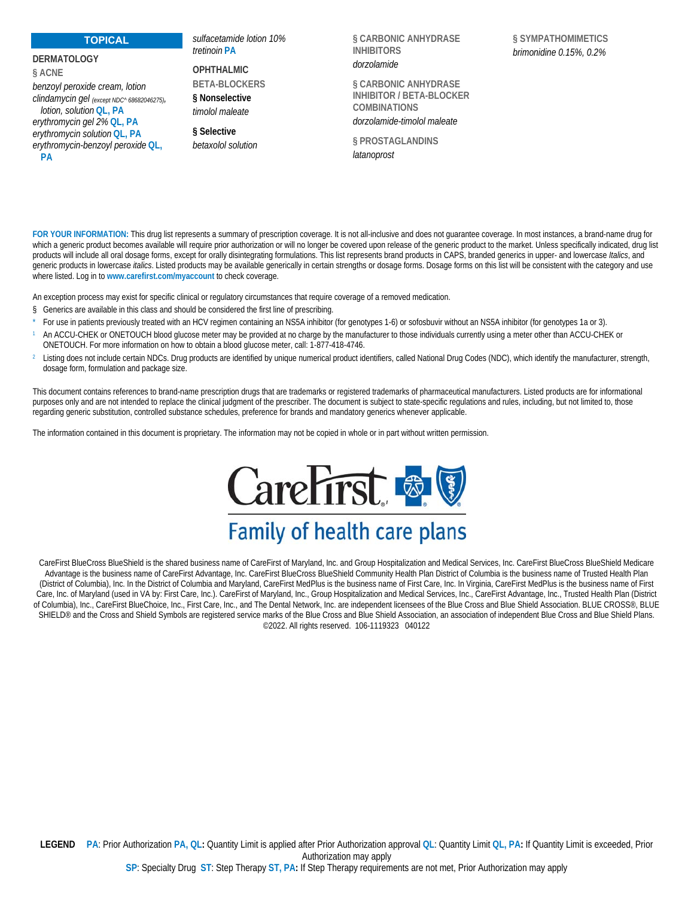## TOPICAL

### DERMATOLOGY

**§ ACNE**

*benzoyl peroxide cream, lotion*
*clindamycin gel* *(except NDC^ 68682046275)*, *lotion, solution* **QL, PA**
*erythromycin gel 2%* **QL, PA**
*erythromycin solution* **QL, PA**
*erythromycin-benzoyl peroxide* **QL, PA**
*sulfacetamide lotion 10%*
*tretinoin* **PA**

### OPHTHALMIC

**BETA-BLOCKERS**

**§ Nonselective**

*timolol maleate*

**§ Selective**

*betaxolol solution*

**§ CARBONIC ANHYDRASE INHIBITORS**

*dorzolamide*

**§ CARBONIC ANHYDRASE INHIBITOR / BETA-BLOCKER COMBINATIONS**

*dorzolamide-timolol maleate*

**§ PROSTAGLANDINS**

*latanoprost*

**§ SYMPATHOMIMETICS**

*brimonidine 0.15%, 0.2%*

**FOR YOUR INFORMATION:** This drug list represents a summary of prescription coverage. It is not all-inclusive and does not guarantee coverage. In most instances, a brand-name drug for which a generic product becomes available will require prior authorization or will no longer be covered upon release of the generic product to the market. Unless specifically indicated, drug list products will include all oral dosage forms, except for orally disintegrating formulations. This list represents brand products in CAPS, branded generics in upper- and lowercase *Italics*, and generic products in lowercase *italics*. Listed products may be available generically in certain strengths or dosage forms. Dosage forms on this list will be consistent with the category and use where listed. Log in to **www.carefirst.com/myaccount** to check coverage.

An exception process may exist for specific clinical or regulatory circumstances that require coverage of a removed medication.

§ Generics are available in this class and should be considered the first line of prescribing.

* For use in patients previously treated with an HCV regimen containing an NS5A inhibitor (for genotypes 1-6) or sofosbuvir without an NS5A inhibitor (for genotypes 1a or 3).

[1] An ACCU-CHEK or ONETOUCH blood glucose meter may be provided at no charge by the manufacturer to those individuals currently using a meter other than ACCU-CHEK or ONETOUCH. For more information on how to obtain a blood glucose meter, call: 1-877-418-4746.

[2] Listing does not include certain NDCs. Drug products are identified by unique numerical product identifiers, called National Drug Codes (NDC), which identify the manufacturer, strength, dosage form, formulation and package size.

This document contains references to brand-name prescription drugs that are trademarks or registered trademarks of pharmaceutical manufacturers. Listed products are for informational purposes only and are not intended to replace the clinical judgment of the prescriber. The document is subject to state-specific regulations and rules, including, but not limited to, those regarding generic substitution, controlled substance schedules, preference for brands and mandatory generics whenever applicable.

The information contained in this document is proprietary. The information may not be copied in whole or in part without written permission.

CareFirst

Family of health care plans

CareFirst BlueCross BlueShield is the shared business name of CareFirst of Maryland, Inc. and Group Hospitalization and Medical Services, Inc. CareFirst BlueCross BlueShield Medicare Advantage is the business name of CareFirst Advantage, Inc. CareFirst BlueCross BlueShield Community Health Plan District of Columbia is the business name of Trusted Health Plan (District of Columbia), Inc. In the District of Columbia and Maryland, CareFirst MedPlus is the business name of First Care, Inc. In Virginia, CareFirst MedPlus is the business name of First Care, Inc. of Maryland (used in VA by: First Care, Inc.). CareFirst of Maryland, Inc., Group Hospitalization and Medical Services, Inc., CareFirst Advantage, Inc., Trusted Health Plan (District of Columbia), Inc., CareFirst BlueChoice, Inc., First Care, Inc., and The Dental Network, Inc. are independent licensees of the Blue Cross and Blue Shield Association. BLUE CROSS®, BLUE SHIELD® and the Cross and Shield Symbols are registered service marks of the Blue Cross and Blue Shield Association, an association of independent Blue Cross and Blue Shield Plans. ©2022. All rights reserved. 106-1119323 040122

**LEGEND** **PA**: Prior Authorization **PA, QL:** Quantity Limit is applied after Prior Authorization approval **QL**: Quantity Limit **QL, PA:** If Quantity Limit is exceeded, Prior Authorization may apply **SP**: Specialty Drug **ST**: Step Therapy **ST, PA:** If Step Therapy requirements are not met, Prior Authorization may apply